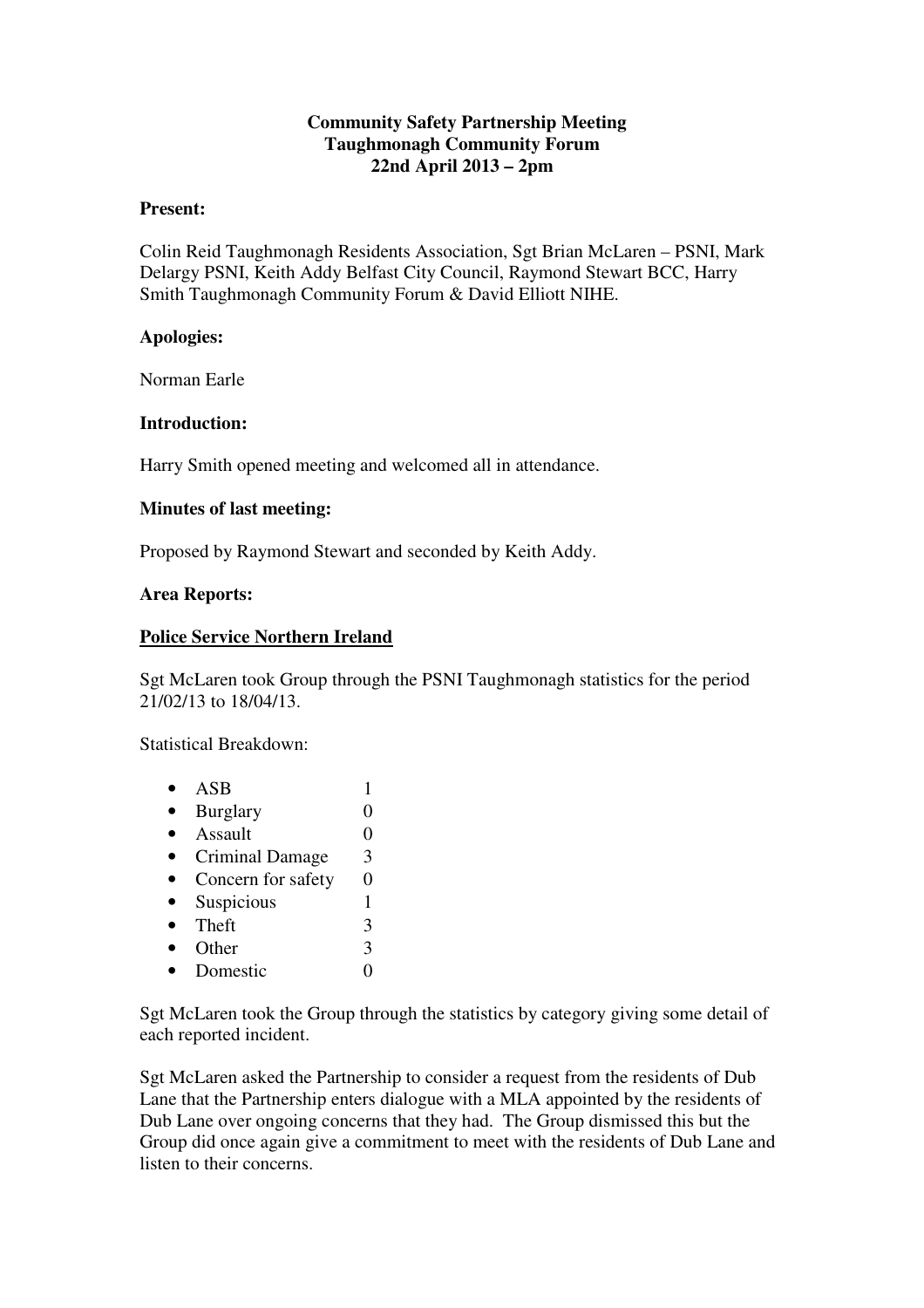**Community Safety Partnership Meeting**
**Taughmonagh Community Forum**
**22nd April 2013 – 2pm**

**Present:**

Colin Reid Taughmonagh Residents Association, Sgt Brian McLaren – PSNI, Mark Delargy PSNI, Keith Addy Belfast City Council, Raymond Stewart BCC, Harry Smith Taughmonagh Community Forum & David Elliott NIHE.

**Apologies:**

Norman Earle

**Introduction:**

Harry Smith opened meeting and welcomed all in attendance.

**Minutes of last meeting:**

Proposed by Raymond Stewart and seconded by Keith Addy.

**Area Reports:**

**Police Service Northern Ireland**

Sgt McLaren took Group through the PSNI Taughmonagh statistics for the period 21/02/13 to 18/04/13.

Statistical Breakdown:

- ASB 1
- Burglary 0
- Assault 0
- Criminal Damage 3
- Concern for safety 0
- Suspicious 1
- Theft 3
- Other 3
- Domestic 0

Sgt McLaren took the Group through the statistics by category giving some detail of each reported incident.

Sgt McLaren asked the Partnership to consider a request from the residents of Dub Lane that the Partnership enters dialogue with a MLA appointed by the residents of Dub Lane over ongoing concerns that they had. The Group dismissed this but the Group did once again give a commitment to meet with the residents of Dub Lane and listen to their concerns.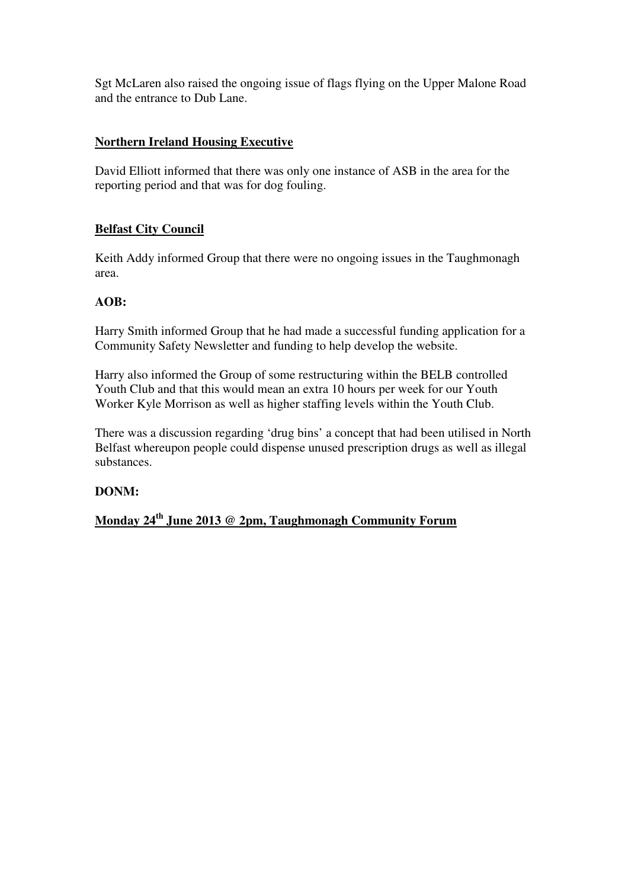Sgt McLaren also raised the ongoing issue of flags flying on the Upper Malone Road and the entrance to Dub Lane.

**Northern Ireland Housing Executive**

David Elliott informed that there was only one instance of ASB in the area for the reporting period and that was for dog fouling.

**Belfast City Council**

Keith Addy informed Group that there were no ongoing issues in the Taughmonagh area.

**AOB:**

Harry Smith informed Group that he had made a successful funding application for a Community Safety Newsletter and funding to help develop the website.

Harry also informed the Group of some restructuring within the BELB controlled Youth Club and that this would mean an extra 10 hours per week for our Youth Worker Kyle Morrison as well as higher staffing levels within the Youth Club.

There was a discussion regarding 'drug bins' a concept that had been utilised in North Belfast whereupon people could dispense unused prescription drugs as well as illegal substances.

**DONM:**

**Monday 24th June 2013 @ 2pm, Taughmonagh Community Forum**